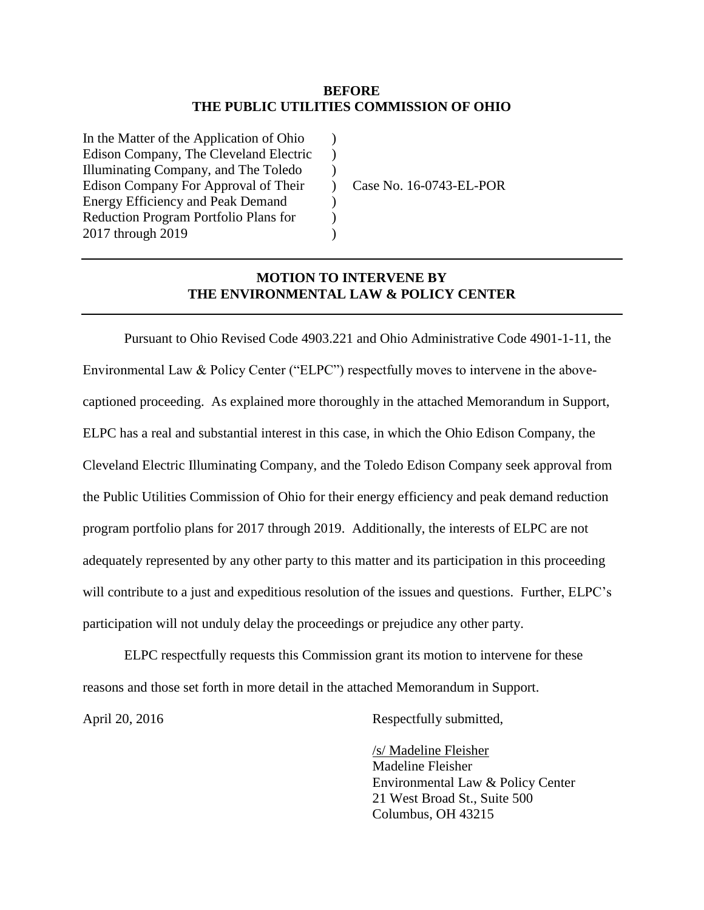**BEFORE**
**THE PUBLIC UTILITIES COMMISSION OF OHIO**

| | | |
|---|---|---|
| In the Matter of the Application of Ohio Edison Company, The Cleveland Electric Illuminating Company, and The Toledo Edison Company For Approval of Their Energy Efficiency and Peak Demand Reduction Program Portfolio Plans for 2017 through 2019 | ) ) ) ) ) ) ) | Case No. 16-0743-EL-POR |

---

## MOTION TO INTERVENE BY THE ENVIRONMENTAL LAW & POLICY CENTER

---

Pursuant to Ohio Revised Code 4903.221 and Ohio Administrative Code 4901-1-11, the Environmental Law & Policy Center ("ELPC") respectfully moves to intervene in the above-captioned proceeding. As explained more thoroughly in the attached Memorandum in Support, ELPC has a real and substantial interest in this case, in which the Ohio Edison Company, the Cleveland Electric Illuminating Company, and the Toledo Edison Company seek approval from the Public Utilities Commission of Ohio for their energy efficiency and peak demand reduction program portfolio plans for 2017 through 2019. Additionally, the interests of ELPC are not adequately represented by any other party to this matter and its participation in this proceeding will contribute to a just and expeditious resolution of the issues and questions. Further, ELPC's participation will not unduly delay the proceedings or prejudice any other party.

ELPC respectfully requests this Commission grant its motion to intervene for these reasons and those set forth in more detail in the attached Memorandum in Support.

April 20, 2016

Respectfully submitted,

/s/ Madeline Fleisher
Madeline Fleisher
Environmental Law & Policy Center
21 West Broad St., Suite 500
Columbus, OH 43215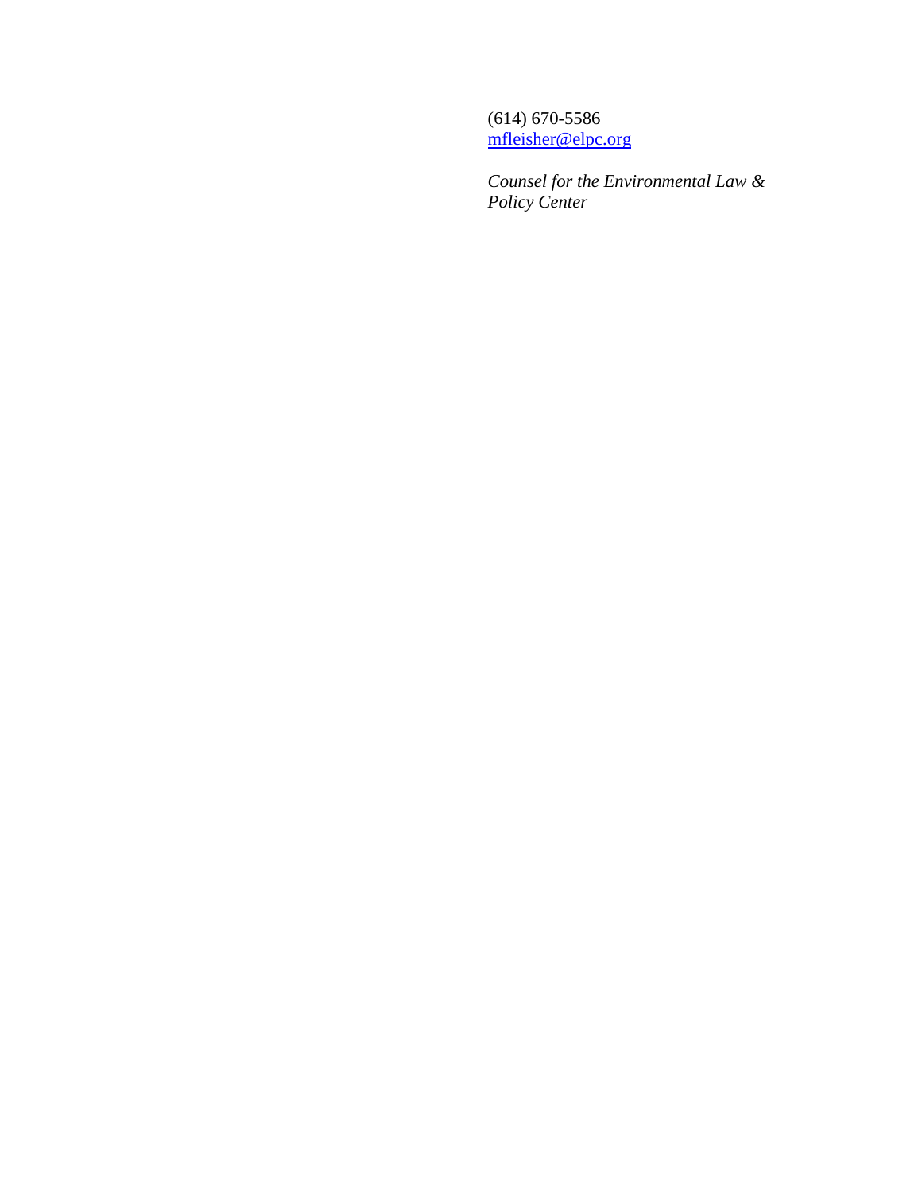(614) 670-5586
mfleisher@elpc.org

*Counsel for the Environmental Law & Policy Center*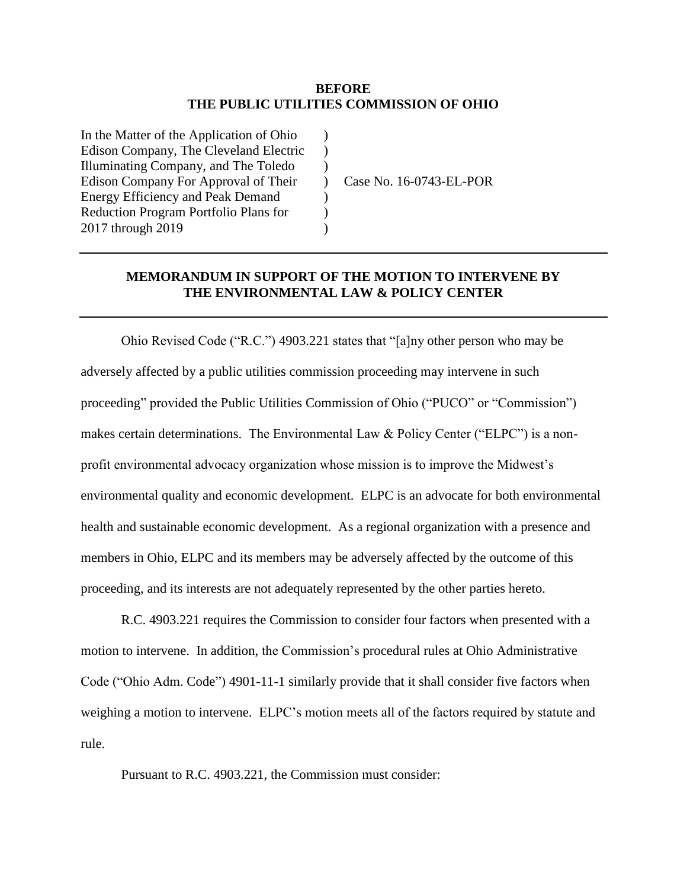**BEFORE**
**THE PUBLIC UTILITIES COMMISSION OF OHIO**

| | | |
|---|---|---|
| In the Matter of the Application of Ohio Edison Company, The Cleveland Electric Illuminating Company, and The Toledo Edison Company For Approval of Their Energy Efficiency and Peak Demand Reduction Program Portfolio Plans for 2017 through 2019 | ) | Case No. 16-0743-EL-POR |

---

**MEMORANDUM IN SUPPORT OF THE MOTION TO INTERVENE BY THE ENVIRONMENTAL LAW & POLICY CENTER**

---

Ohio Revised Code ("R.C.") 4903.221 states that "[a]ny other person who may be adversely affected by a public utilities commission proceeding may intervene in such proceeding" provided the Public Utilities Commission of Ohio ("PUCO" or "Commission") makes certain determinations. The Environmental Law & Policy Center ("ELPC") is a non-profit environmental advocacy organization whose mission is to improve the Midwest's environmental quality and economic development. ELPC is an advocate for both environmental health and sustainable economic development. As a regional organization with a presence and members in Ohio, ELPC and its members may be adversely affected by the outcome of this proceeding, and its interests are not adequately represented by the other parties hereto.

R.C. 4903.221 requires the Commission to consider four factors when presented with a motion to intervene. In addition, the Commission's procedural rules at Ohio Administrative Code ("Ohio Adm. Code") 4901-11-1 similarly provide that it shall consider five factors when weighing a motion to intervene. ELPC's motion meets all of the factors required by statute and rule.

Pursuant to R.C. 4903.221, the Commission must consider: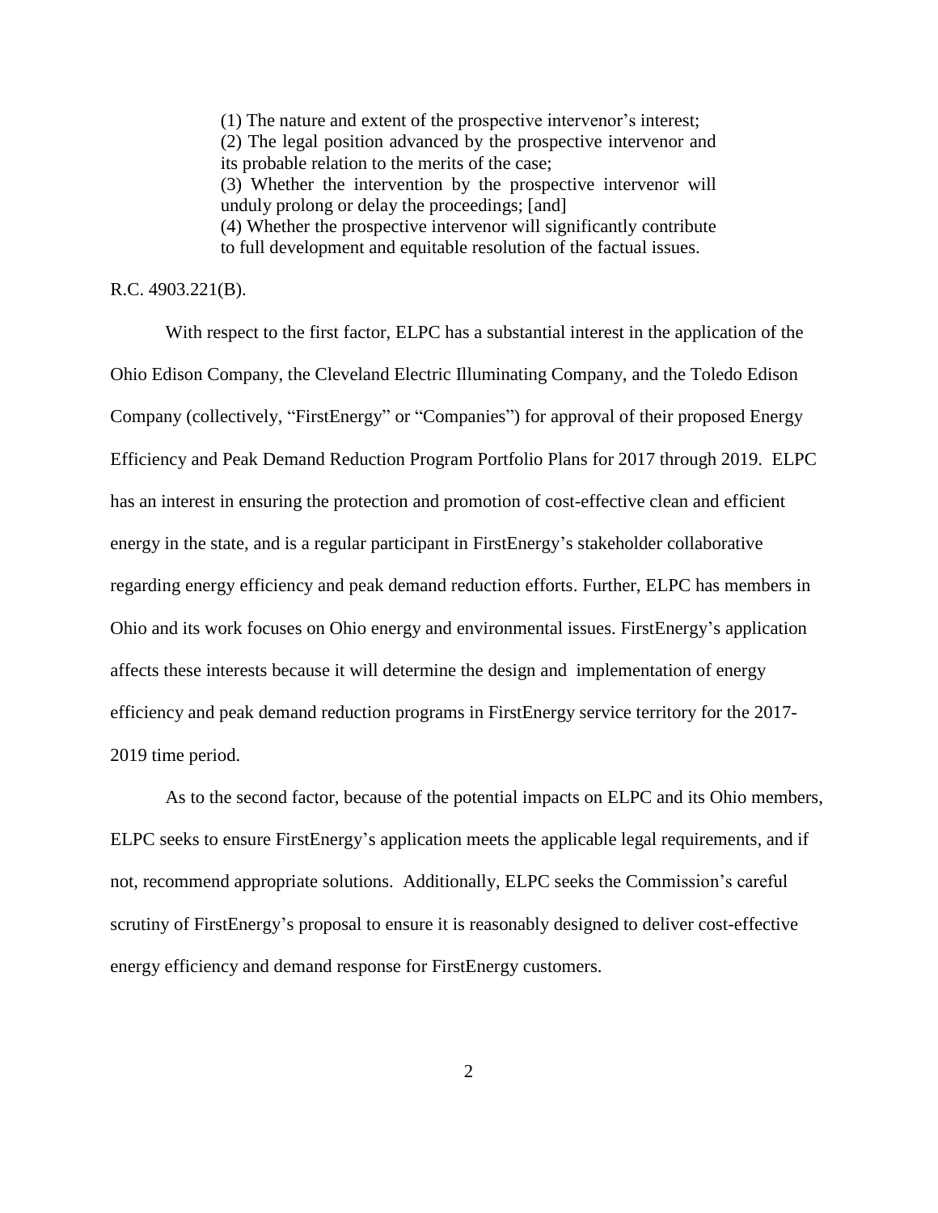> (1) The nature and extent of the prospective intervenor's interest;
> (2) The legal position advanced by the prospective intervenor and its probable relation to the merits of the case;
> (3) Whether the intervention by the prospective intervenor will unduly prolong or delay the proceedings; [and]
> (4) Whether the prospective intervenor will significantly contribute to full development and equitable resolution of the factual issues.

R.C. 4903.221(B).

With respect to the first factor, ELPC has a substantial interest in the application of the Ohio Edison Company, the Cleveland Electric Illuminating Company, and the Toledo Edison Company (collectively, "FirstEnergy" or "Companies") for approval of their proposed Energy Efficiency and Peak Demand Reduction Program Portfolio Plans for 2017 through 2019. ELPC has an interest in ensuring the protection and promotion of cost-effective clean and efficient energy in the state, and is a regular participant in FirstEnergy's stakeholder collaborative regarding energy efficiency and peak demand reduction efforts. Further, ELPC has members in Ohio and its work focuses on Ohio energy and environmental issues. FirstEnergy's application affects these interests because it will determine the design and implementation of energy efficiency and peak demand reduction programs in FirstEnergy service territory for the 2017-2019 time period.

As to the second factor, because of the potential impacts on ELPC and its Ohio members, ELPC seeks to ensure FirstEnergy's application meets the applicable legal requirements, and if not, recommend appropriate solutions. Additionally, ELPC seeks the Commission's careful scrutiny of FirstEnergy's proposal to ensure it is reasonably designed to deliver cost-effective energy efficiency and demand response for FirstEnergy customers.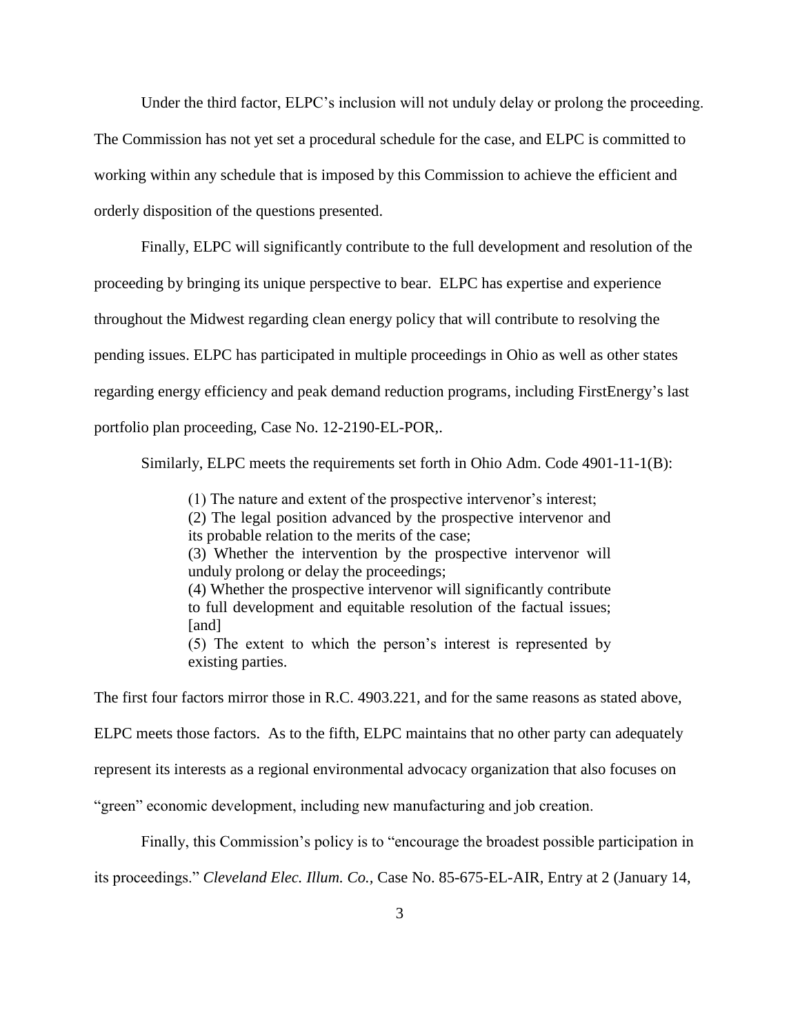Under the third factor, ELPC's inclusion will not unduly delay or prolong the proceeding. The Commission has not yet set a procedural schedule for the case, and ELPC is committed to working within any schedule that is imposed by this Commission to achieve the efficient and orderly disposition of the questions presented.

Finally, ELPC will significantly contribute to the full development and resolution of the proceeding by bringing its unique perspective to bear. ELPC has expertise and experience throughout the Midwest regarding clean energy policy that will contribute to resolving the pending issues. ELPC has participated in multiple proceedings in Ohio as well as other states regarding energy efficiency and peak demand reduction programs, including FirstEnergy's last portfolio plan proceeding, Case No. 12-2190-EL-POR,.

Similarly, ELPC meets the requirements set forth in Ohio Adm. Code 4901-11-1(B):

> (1) The nature and extent of the prospective intervenor's interest;
> (2) The legal position advanced by the prospective intervenor and its probable relation to the merits of the case;
> (3) Whether the intervention by the prospective intervenor will unduly prolong or delay the proceedings;
> (4) Whether the prospective intervenor will significantly contribute to full development and equitable resolution of the factual issues; [and]
> (5) The extent to which the person's interest is represented by existing parties.

The first four factors mirror those in R.C. 4903.221, and for the same reasons as stated above, ELPC meets those factors. As to the fifth, ELPC maintains that no other party can adequately represent its interests as a regional environmental advocacy organization that also focuses on "green" economic development, including new manufacturing and job creation.

Finally, this Commission's policy is to "encourage the broadest possible participation in its proceedings." *Cleveland Elec. Illum. Co.*, Case No. 85-675-EL-AIR, Entry at 2 (January 14,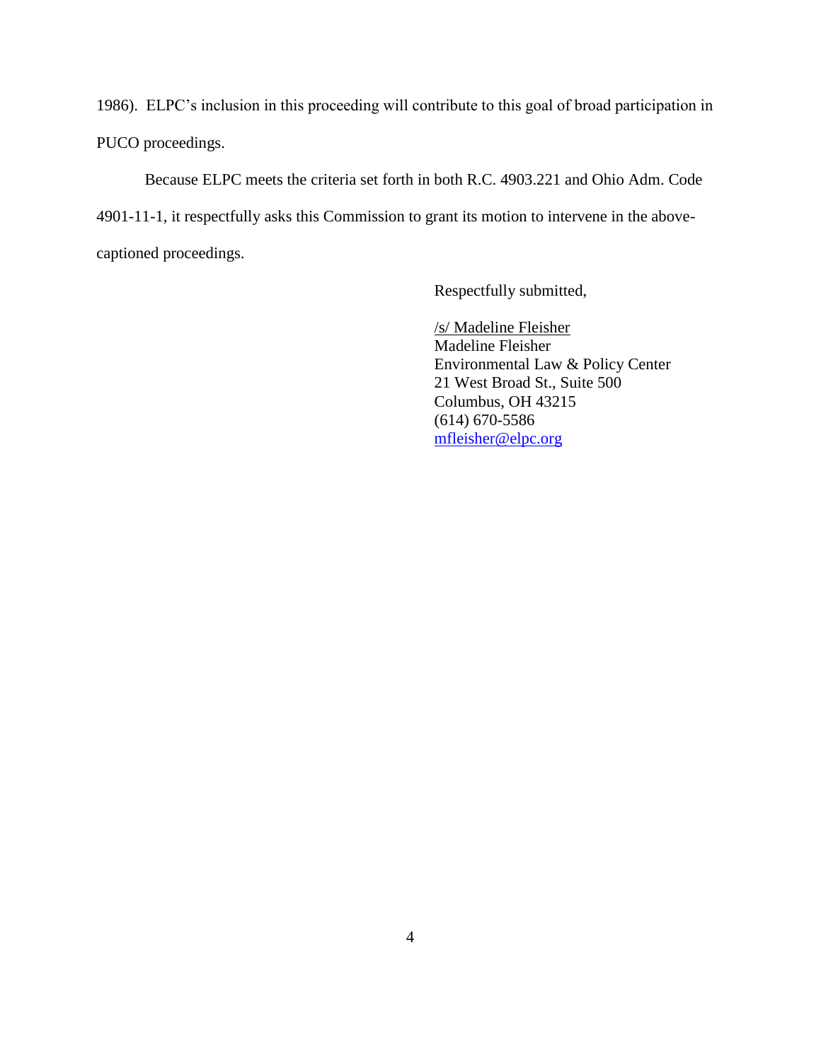1986). ELPC's inclusion in this proceeding will contribute to this goal of broad participation in PUCO proceedings.

Because ELPC meets the criteria set forth in both R.C. 4903.221 and Ohio Adm. Code 4901-11-1, it respectfully asks this Commission to grant its motion to intervene in the above-captioned proceedings.

Respectfully submitted,

/s/ Madeline Fleisher
Madeline Fleisher
Environmental Law & Policy Center
21 West Broad St., Suite 500
Columbus, OH 43215
(614) 670-5586
mfleisher@elpc.org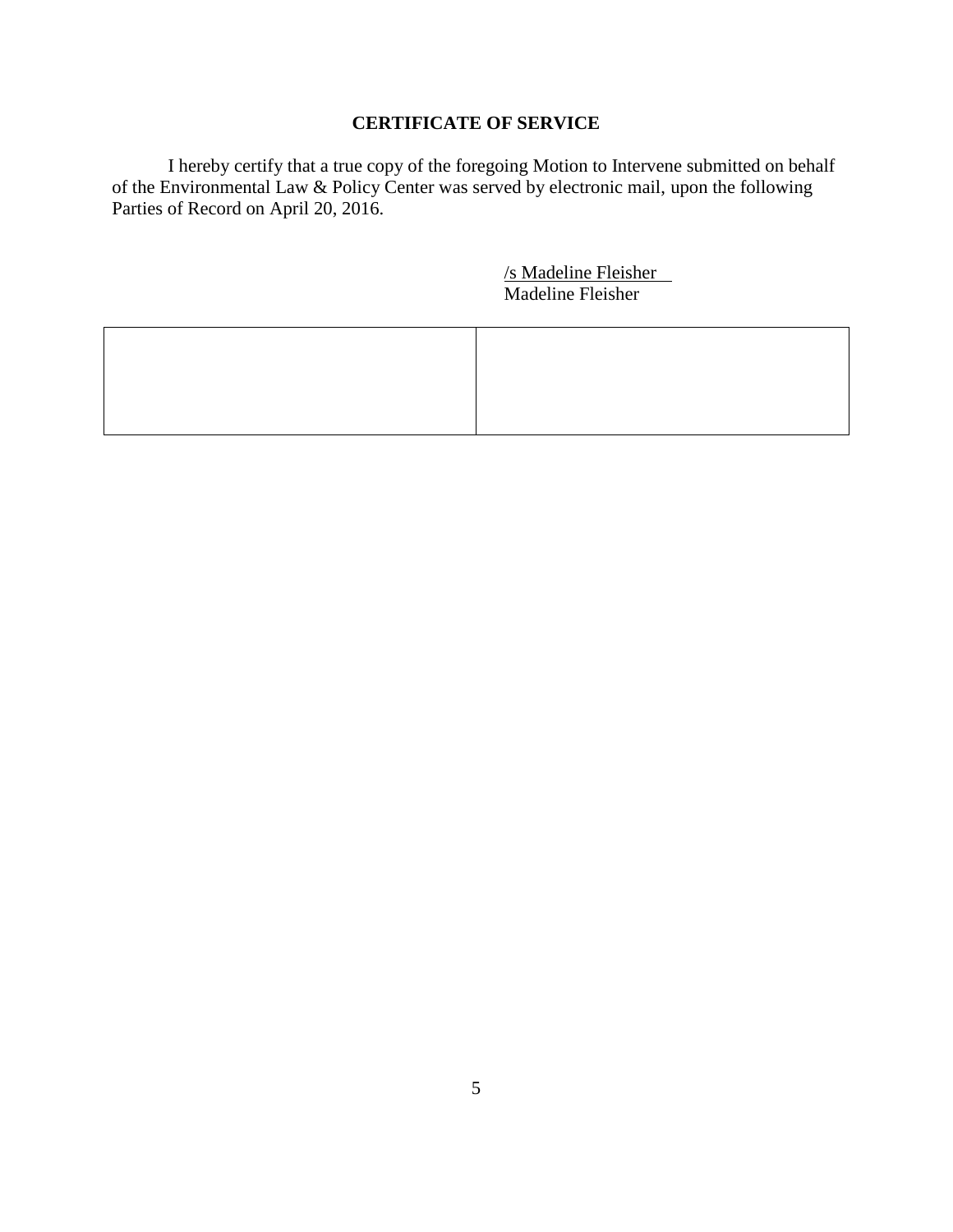**CERTIFICATE OF SERVICE**

I hereby certify that a true copy of the foregoing Motion to Intervene submitted on behalf of the Environmental Law & Policy Center was served by electronic mail, upon the following Parties of Record on April 20, 2016.

/s Madeline Fleisher
Madeline Fleisher

| | |
|---|---|
| | |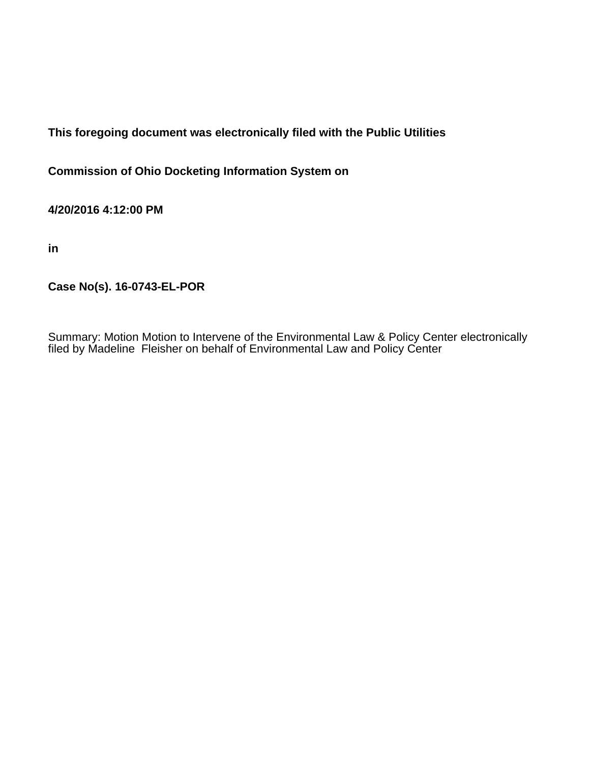**This foregoing document was electronically filed with the Public Utilities**

**Commission of Ohio Docketing Information System on**

**4/20/2016 4:12:00 PM**

**in**

**Case No(s). 16-0743-EL-POR**

Summary: Motion Motion to Intervene of the Environmental Law & Policy Center electronically filed by Madeline Fleisher on behalf of Environmental Law and Policy Center